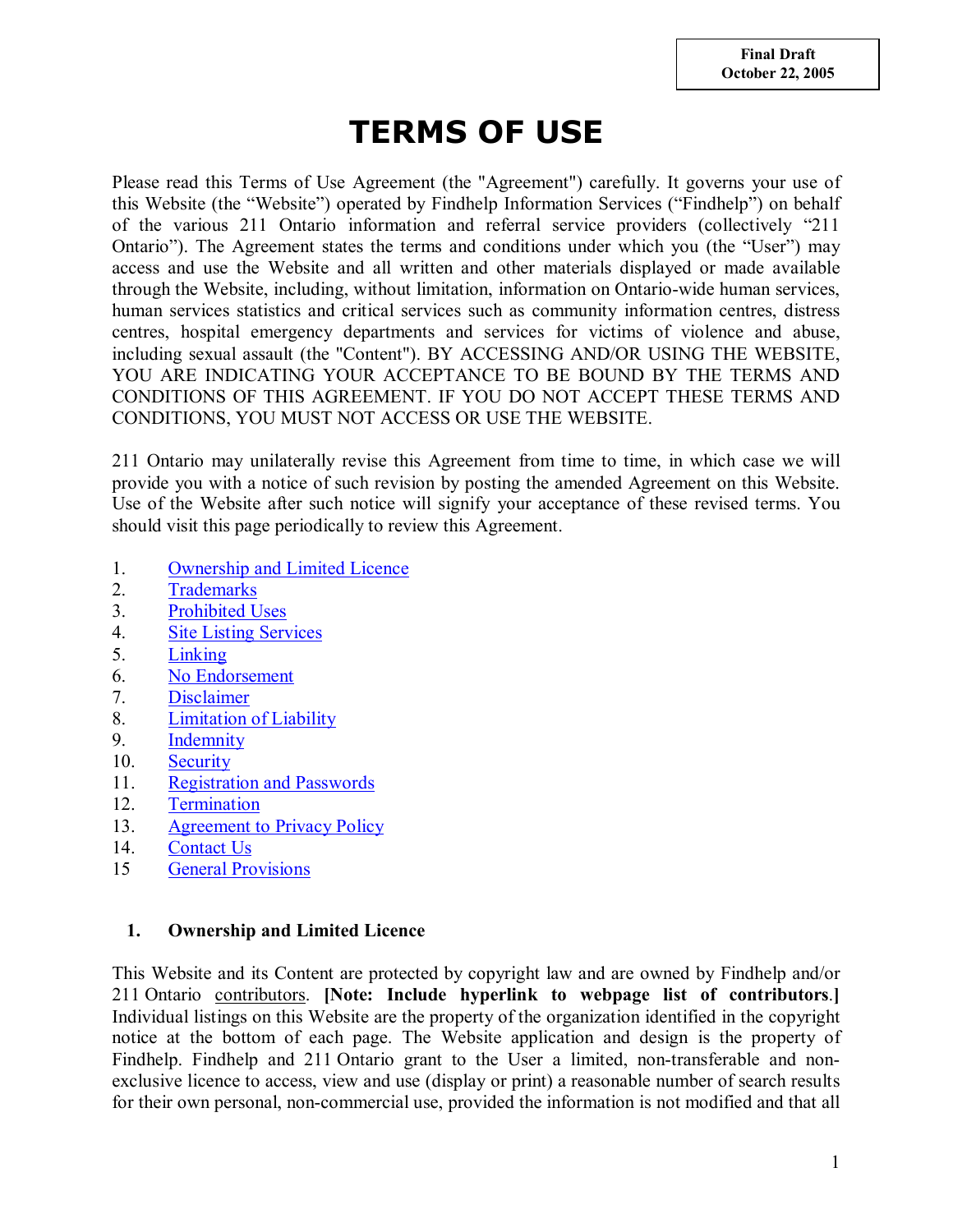Final Draft
October 22, 2005

# TERMS OF USE

Please read this Terms of Use Agreement (the "Agreement") carefully. It governs your use of this Website (the "Website") operated by Findhelp Information Services ("Findhelp") on behalf of the various 211 Ontario information and referral service providers (collectively "211 Ontario"). The Agreement states the terms and conditions under which you (the "User") may access and use the Website and all written and other materials displayed or made available through the Website, including, without limitation, information on Ontario-wide human services, human services statistics and critical services such as community information centres, distress centres, hospital emergency departments and services for victims of violence and abuse, including sexual assault (the "Content"). BY ACCESSING AND/OR USING THE WEBSITE, YOU ARE INDICATING YOUR ACCEPTANCE TO BE BOUND BY THE TERMS AND CONDITIONS OF THIS AGREEMENT. IF YOU DO NOT ACCEPT THESE TERMS AND CONDITIONS, YOU MUST NOT ACCESS OR USE THE WEBSITE.

211 Ontario may unilaterally revise this Agreement from time to time, in which case we will provide you with a notice of such revision by posting the amended Agreement on this Website. Use of the Website after such notice will signify your acceptance of these revised terms. You should visit this page periodically to review this Agreement.

1. Ownership and Limited Licence
2. Trademarks
3. Prohibited Uses
4. Site Listing Services
5. Linking
6. No Endorsement
7. Disclaimer
8. Limitation of Liability
9. Indemnity
10. Security
11. Registration and Passwords
12. Termination
13. Agreement to Privacy Policy
14. Contact Us
15. General Provisions

## 1. Ownership and Limited Licence

This Website and its Content are protected by copyright law and are owned by Findhelp and/or 211 Ontario contributors. **[Note: Include hyperlink to webpage list of contributors.]** Individual listings on this Website are the property of the organization identified in the copyright notice at the bottom of each page. The Website application and design is the property of Findhelp. Findhelp and 211 Ontario grant to the User a limited, non-transferable and non-exclusive licence to access, view and use (display or print) a reasonable number of search results for their own personal, non-commercial use, provided the information is not modified and that all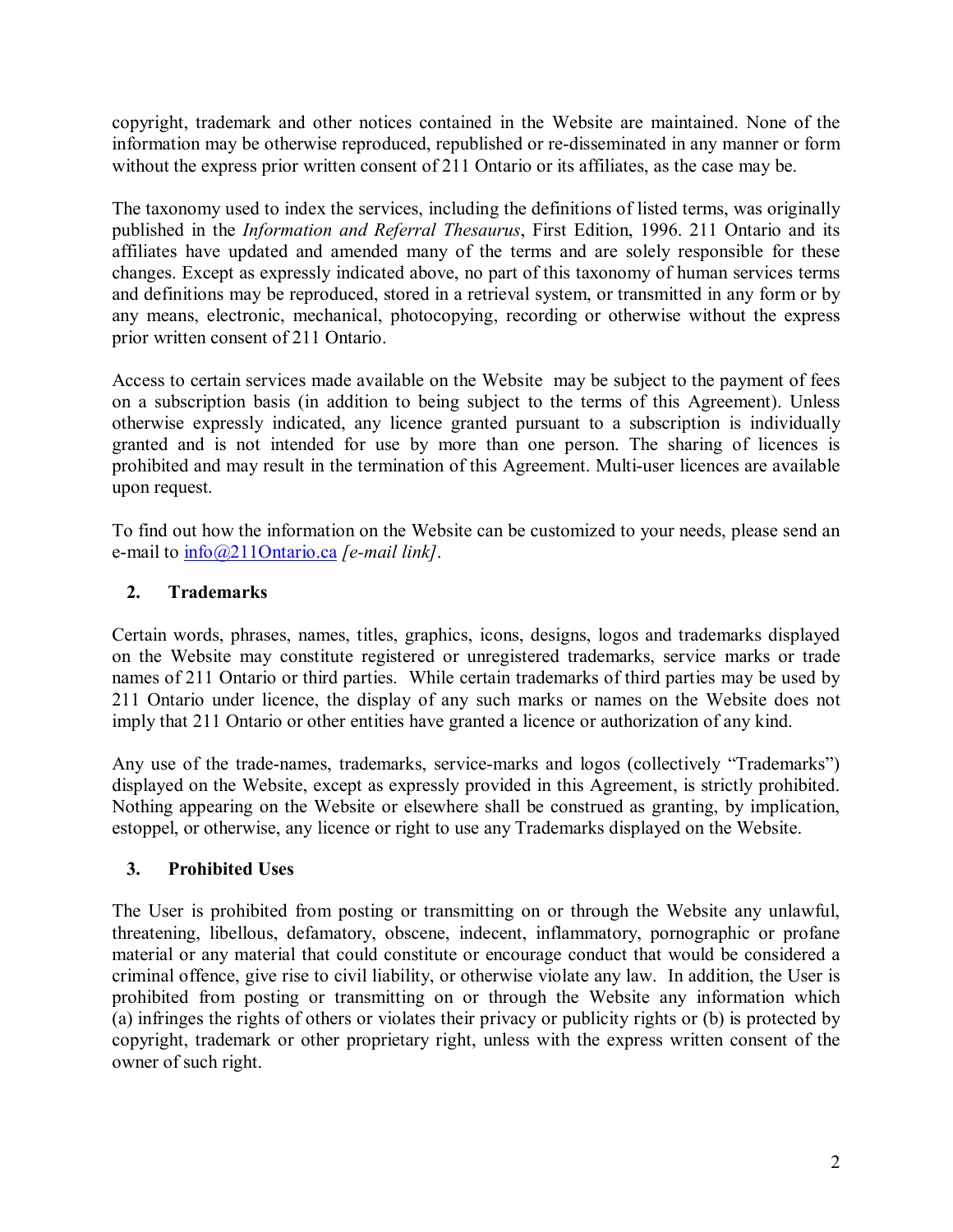copyright, trademark and other notices contained in the Website are maintained. None of the information may be otherwise reproduced, republished or re-disseminated in any manner or form without the express prior written consent of 211 Ontario or its affiliates, as the case may be.

The taxonomy used to index the services, including the definitions of listed terms, was originally published in the *Information and Referral Thesaurus*, First Edition, 1996. 211 Ontario and its affiliates have updated and amended many of the terms and are solely responsible for these changes. Except as expressly indicated above, no part of this taxonomy of human services terms and definitions may be reproduced, stored in a retrieval system, or transmitted in any form or by any means, electronic, mechanical, photocopying, recording or otherwise without the express prior written consent of 211 Ontario.

Access to certain services made available on the Website may be subject to the payment of fees on a subscription basis (in addition to being subject to the terms of this Agreement). Unless otherwise expressly indicated, any licence granted pursuant to a subscription is individually granted and is not intended for use by more than one person. The sharing of licences is prohibited and may result in the termination of this Agreement. Multi-user licences are available upon request.

To find out how the information on the Website can be customized to your needs, please send an e-mail to info@211Ontario.ca *[e-mail link]*.

## 2. Trademarks

Certain words, phrases, names, titles, graphics, icons, designs, logos and trademarks displayed on the Website may constitute registered or unregistered trademarks, service marks or trade names of 211 Ontario or third parties. While certain trademarks of third parties may be used by 211 Ontario under licence, the display of any such marks or names on the Website does not imply that 211 Ontario or other entities have granted a licence or authorization of any kind.

Any use of the trade-names, trademarks, service-marks and logos (collectively "Trademarks") displayed on the Website, except as expressly provided in this Agreement, is strictly prohibited. Nothing appearing on the Website or elsewhere shall be construed as granting, by implication, estoppel, or otherwise, any licence or right to use any Trademarks displayed on the Website.

## 3. Prohibited Uses

The User is prohibited from posting or transmitting on or through the Website any unlawful, threatening, libellous, defamatory, obscene, indecent, inflammatory, pornographic or profane material or any material that could constitute or encourage conduct that would be considered a criminal offence, give rise to civil liability, or otherwise violate any law. In addition, the User is prohibited from posting or transmitting on or through the Website any information which (a) infringes the rights of others or violates their privacy or publicity rights or (b) is protected by copyright, trademark or other proprietary right, unless with the express written consent of the owner of such right.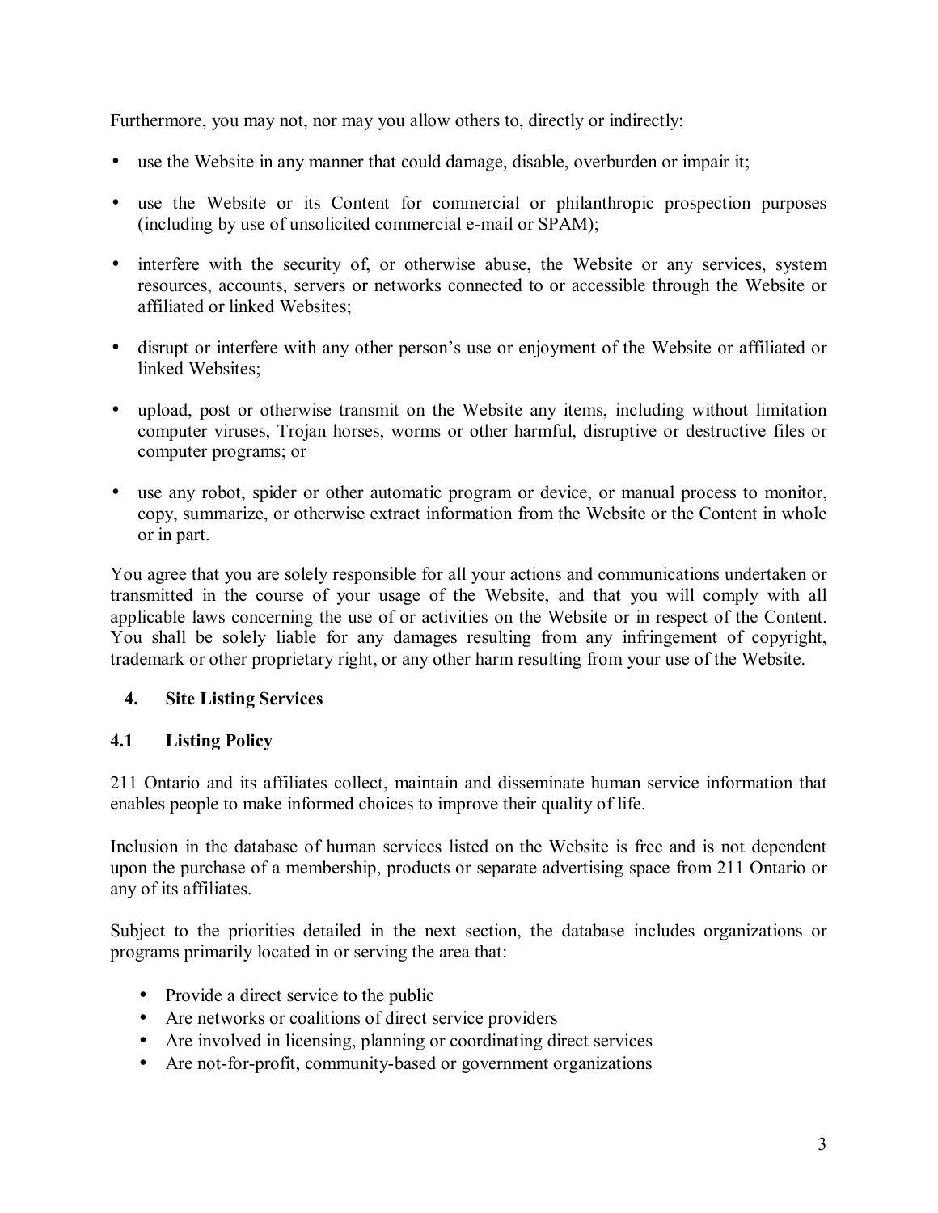Furthermore, you may not, nor may you allow others to, directly or indirectly:

- use the Website in any manner that could damage, disable, overburden or impair it;
- use the Website or its Content for commercial or philanthropic prospection purposes (including by use of unsolicited commercial e-mail or SPAM);
- interfere with the security of, or otherwise abuse, the Website or any services, system resources, accounts, servers or networks connected to or accessible through the Website or affiliated or linked Websites;
- disrupt or interfere with any other person's use or enjoyment of the Website or affiliated or linked Websites;
- upload, post or otherwise transmit on the Website any items, including without limitation computer viruses, Trojan horses, worms or other harmful, disruptive or destructive files or computer programs; or
- use any robot, spider or other automatic program or device, or manual process to monitor, copy, summarize, or otherwise extract information from the Website or the Content in whole or in part.

You agree that you are solely responsible for all your actions and communications undertaken or transmitted in the course of your usage of the Website, and that you will comply with all applicable laws concerning the use of or activities on the Website or in respect of the Content. You shall be solely liable for any damages resulting from any infringement of copyright, trademark or other proprietary right, or any other harm resulting from your use of the Website.

## 4. Site Listing Services

### 4.1 Listing Policy

211 Ontario and its affiliates collect, maintain and disseminate human service information that enables people to make informed choices to improve their quality of life.

Inclusion in the database of human services listed on the Website is free and is not dependent upon the purchase of a membership, products or separate advertising space from 211 Ontario or any of its affiliates.

Subject to the priorities detailed in the next section, the database includes organizations or programs primarily located in or serving the area that:

- Provide a direct service to the public
- Are networks or coalitions of direct service providers
- Are involved in licensing, planning or coordinating direct services
- Are not-for-profit, community-based or government organizations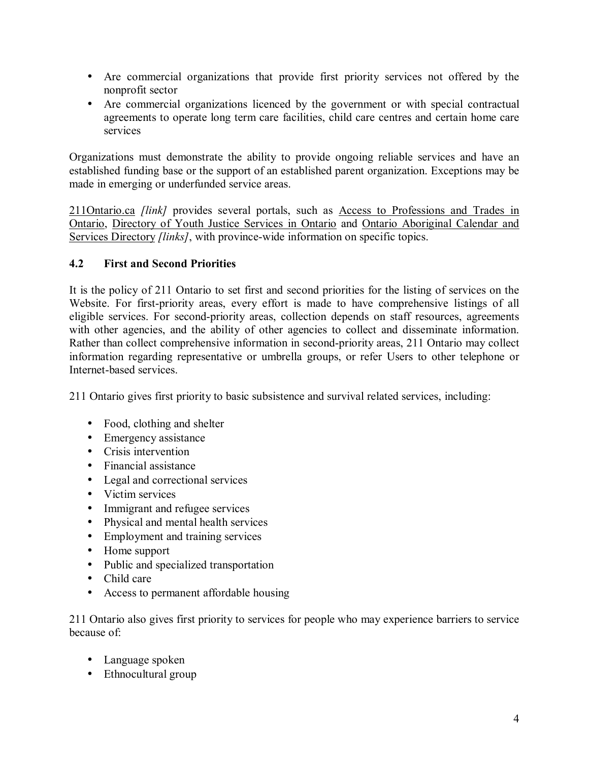- Are commercial organizations that provide first priority services not offered by the nonprofit sector
- Are commercial organizations licenced by the government or with special contractual agreements to operate long term care facilities, child care centres and certain home care services

Organizations must demonstrate the ability to provide ongoing reliable services and have an established funding base or the support of an established parent organization. Exceptions may be made in emerging or underfunded service areas.

211Ontario.ca *[link]* provides several portals, such as Access to Professions and Trades in Ontario, Directory of Youth Justice Services in Ontario and Ontario Aboriginal Calendar and Services Directory *[links]*, with province-wide information on specific topics.

### 4.2 First and Second Priorities

It is the policy of 211 Ontario to set first and second priorities for the listing of services on the Website. For first-priority areas, every effort is made to have comprehensive listings of all eligible services. For second-priority areas, collection depends on staff resources, agreements with other agencies, and the ability of other agencies to collect and disseminate information. Rather than collect comprehensive information in second-priority areas, 211 Ontario may collect information regarding representative or umbrella groups, or refer Users to other telephone or Internet-based services.

211 Ontario gives first priority to basic subsistence and survival related services, including:

- Food, clothing and shelter
- Emergency assistance
- Crisis intervention
- Financial assistance
- Legal and correctional services
- Victim services
- Immigrant and refugee services
- Physical and mental health services
- Employment and training services
- Home support
- Public and specialized transportation
- Child care
- Access to permanent affordable housing

211 Ontario also gives first priority to services for people who may experience barriers to service because of:

- Language spoken
- Ethnocultural group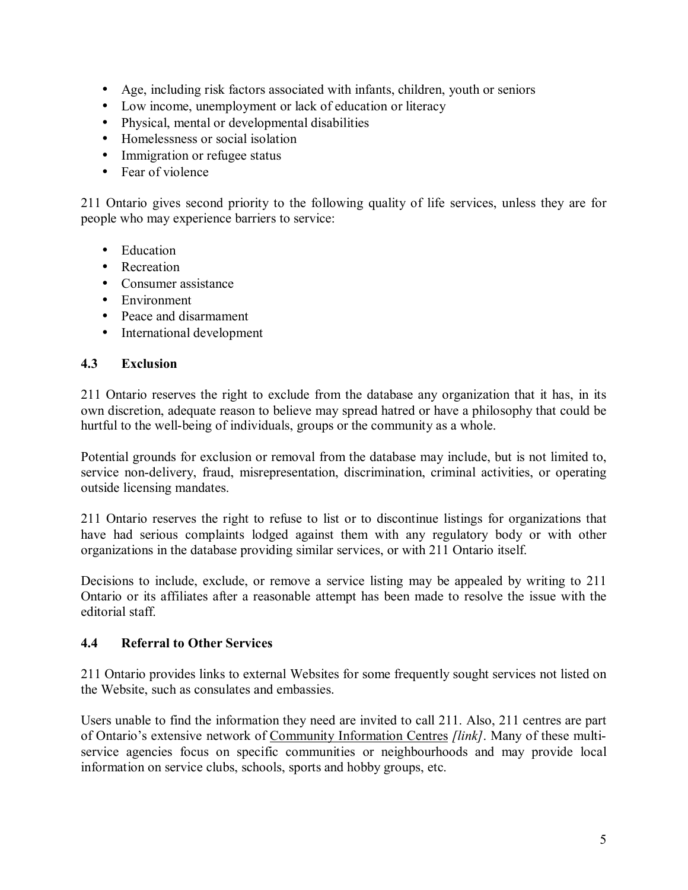- Age, including risk factors associated with infants, children, youth or seniors
- Low income, unemployment or lack of education or literacy
- Physical, mental or developmental disabilities
- Homelessness or social isolation
- Immigration or refugee status
- Fear of violence

211 Ontario gives second priority to the following quality of life services, unless they are for people who may experience barriers to service:

- Education
- Recreation
- Consumer assistance
- Environment
- Peace and disarmament
- International development

### 4.3 Exclusion

211 Ontario reserves the right to exclude from the database any organization that it has, in its own discretion, adequate reason to believe may spread hatred or have a philosophy that could be hurtful to the well-being of individuals, groups or the community as a whole.

Potential grounds for exclusion or removal from the database may include, but is not limited to, service non-delivery, fraud, misrepresentation, discrimination, criminal activities, or operating outside licensing mandates.

211 Ontario reserves the right to refuse to list or to discontinue listings for organizations that have had serious complaints lodged against them with any regulatory body or with other organizations in the database providing similar services, or with 211 Ontario itself.

Decisions to include, exclude, or remove a service listing may be appealed by writing to 211 Ontario or its affiliates after a reasonable attempt has been made to resolve the issue with the editorial staff.

### 4.4 Referral to Other Services

211 Ontario provides links to external Websites for some frequently sought services not listed on the Website, such as consulates and embassies.

Users unable to find the information they need are invited to call 211. Also, 211 centres are part of Ontario's extensive network of Community Information Centres *[link]*. Many of these multi-service agencies focus on specific communities or neighbourhoods and may provide local information on service clubs, schools, sports and hobby groups, etc.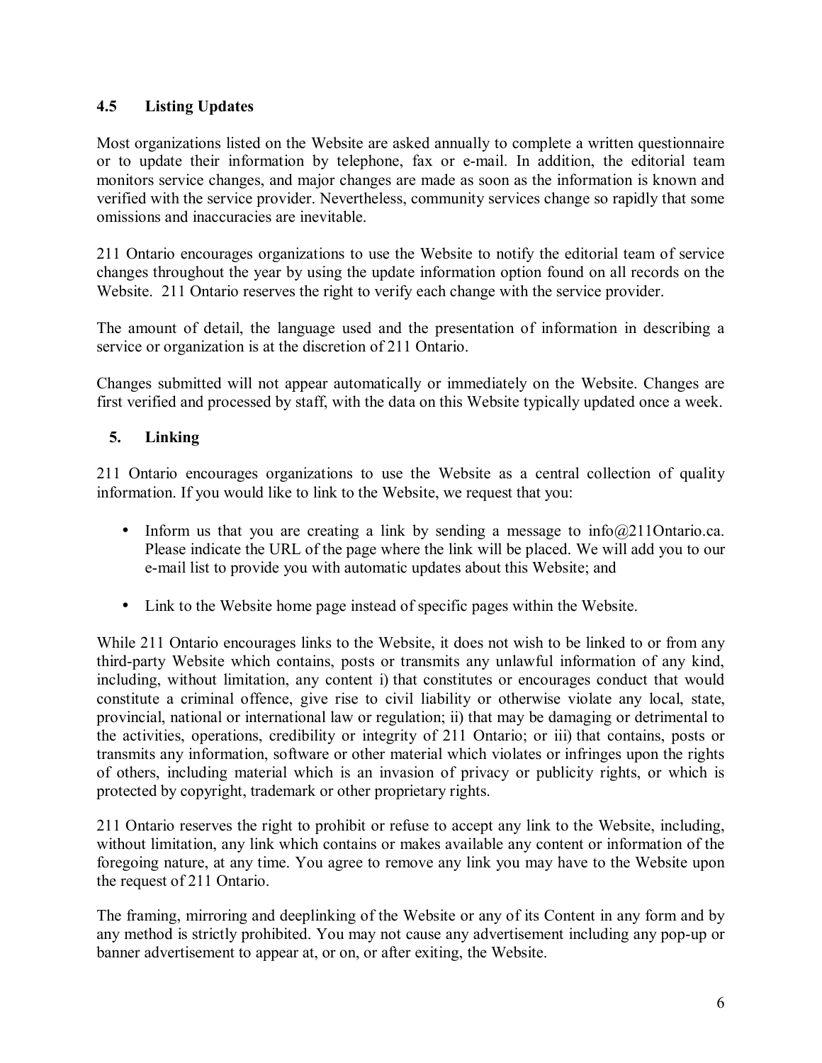### 4.5 Listing Updates

Most organizations listed on the Website are asked annually to complete a written questionnaire or to update their information by telephone, fax or e-mail. In addition, the editorial team monitors service changes, and major changes are made as soon as the information is known and verified with the service provider. Nevertheless, community services change so rapidly that some omissions and inaccuracies are inevitable.

211 Ontario encourages organizations to use the Website to notify the editorial team of service changes throughout the year by using the update information option found on all records on the Website. 211 Ontario reserves the right to verify each change with the service provider.

The amount of detail, the language used and the presentation of information in describing a service or organization is at the discretion of 211 Ontario.

Changes submitted will not appear automatically or immediately on the Website. Changes are first verified and processed by staff, with the data on this Website typically updated once a week.

## 5. Linking

211 Ontario encourages organizations to use the Website as a central collection of quality information. If you would like to link to the Website, we request that you:

- Inform us that you are creating a link by sending a message to info@211Ontario.ca. Please indicate the URL of the page where the link will be placed. We will add you to our e-mail list to provide you with automatic updates about this Website; and
- Link to the Website home page instead of specific pages within the Website.

While 211 Ontario encourages links to the Website, it does not wish to be linked to or from any third-party Website which contains, posts or transmits any unlawful information of any kind, including, without limitation, any content i) that constitutes or encourages conduct that would constitute a criminal offence, give rise to civil liability or otherwise violate any local, state, provincial, national or international law or regulation; ii) that may be damaging or detrimental to the activities, operations, credibility or integrity of 211 Ontario; or iii) that contains, posts or transmits any information, software or other material which violates or infringes upon the rights of others, including material which is an invasion of privacy or publicity rights, or which is protected by copyright, trademark or other proprietary rights.

211 Ontario reserves the right to prohibit or refuse to accept any link to the Website, including, without limitation, any link which contains or makes available any content or information of the foregoing nature, at any time. You agree to remove any link you may have to the Website upon the request of 211 Ontario.

The framing, mirroring and deeplinking of the Website or any of its Content in any form and by any method is strictly prohibited. You may not cause any advertisement including any pop-up or banner advertisement to appear at, or on, or after exiting, the Website.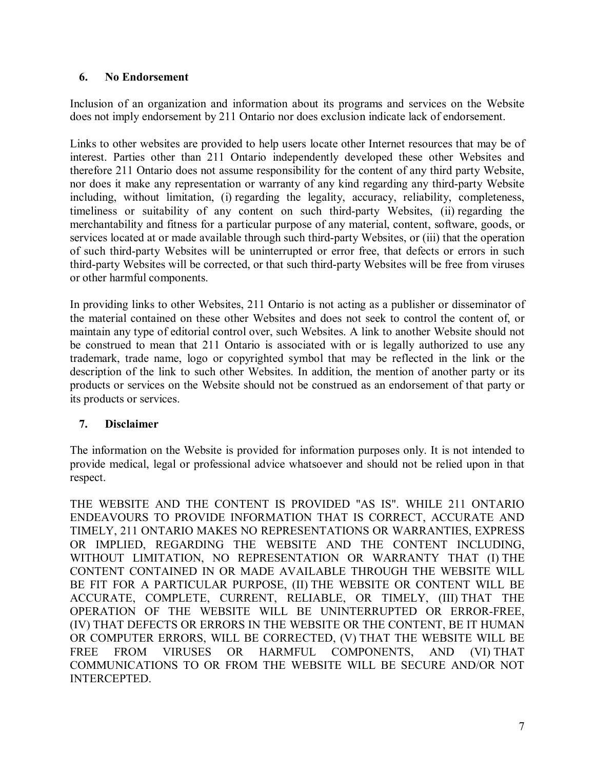## 6. No Endorsement

Inclusion of an organization and information about its programs and services on the Website does not imply endorsement by 211 Ontario nor does exclusion indicate lack of endorsement.

Links to other websites are provided to help users locate other Internet resources that may be of interest. Parties other than 211 Ontario independently developed these other Websites and therefore 211 Ontario does not assume responsibility for the content of any third party Website, nor does it make any representation or warranty of any kind regarding any third-party Website including, without limitation, (i) regarding the legality, accuracy, reliability, completeness, timeliness or suitability of any content on such third-party Websites, (ii) regarding the merchantability and fitness for a particular purpose of any material, content, software, goods, or services located at or made available through such third-party Websites, or (iii) that the operation of such third-party Websites will be uninterrupted or error free, that defects or errors in such third-party Websites will be corrected, or that such third-party Websites will be free from viruses or other harmful components.

In providing links to other Websites, 211 Ontario is not acting as a publisher or disseminator of the material contained on these other Websites and does not seek to control the content of, or maintain any type of editorial control over, such Websites. A link to another Website should not be construed to mean that 211 Ontario is associated with or is legally authorized to use any trademark, trade name, logo or copyrighted symbol that may be reflected in the link or the description of the link to such other Websites. In addition, the mention of another party or its products or services on the Website should not be construed as an endorsement of that party or its products or services.

## 7. Disclaimer

The information on the Website is provided for information purposes only. It is not intended to provide medical, legal or professional advice whatsoever and should not be relied upon in that respect.

THE WEBSITE AND THE CONTENT IS PROVIDED "AS IS". WHILE 211 ONTARIO ENDEAVOURS TO PROVIDE INFORMATION THAT IS CORRECT, ACCURATE AND TIMELY, 211 ONTARIO MAKES NO REPRESENTATIONS OR WARRANTIES, EXPRESS OR IMPLIED, REGARDING THE WEBSITE AND THE CONTENT INCLUDING, WITHOUT LIMITATION, NO REPRESENTATION OR WARRANTY THAT (I) THE CONTENT CONTAINED IN OR MADE AVAILABLE THROUGH THE WEBSITE WILL BE FIT FOR A PARTICULAR PURPOSE, (II) THE WEBSITE OR CONTENT WILL BE ACCURATE, COMPLETE, CURRENT, RELIABLE, OR TIMELY, (III) THAT THE OPERATION OF THE WEBSITE WILL BE UNINTERRUPTED OR ERROR-FREE, (IV) THAT DEFECTS OR ERRORS IN THE WEBSITE OR THE CONTENT, BE IT HUMAN OR COMPUTER ERRORS, WILL BE CORRECTED, (V) THAT THE WEBSITE WILL BE FREE FROM VIRUSES OR HARMFUL COMPONENTS, AND (VI) THAT COMMUNICATIONS TO OR FROM THE WEBSITE WILL BE SECURE AND/OR NOT INTERCEPTED.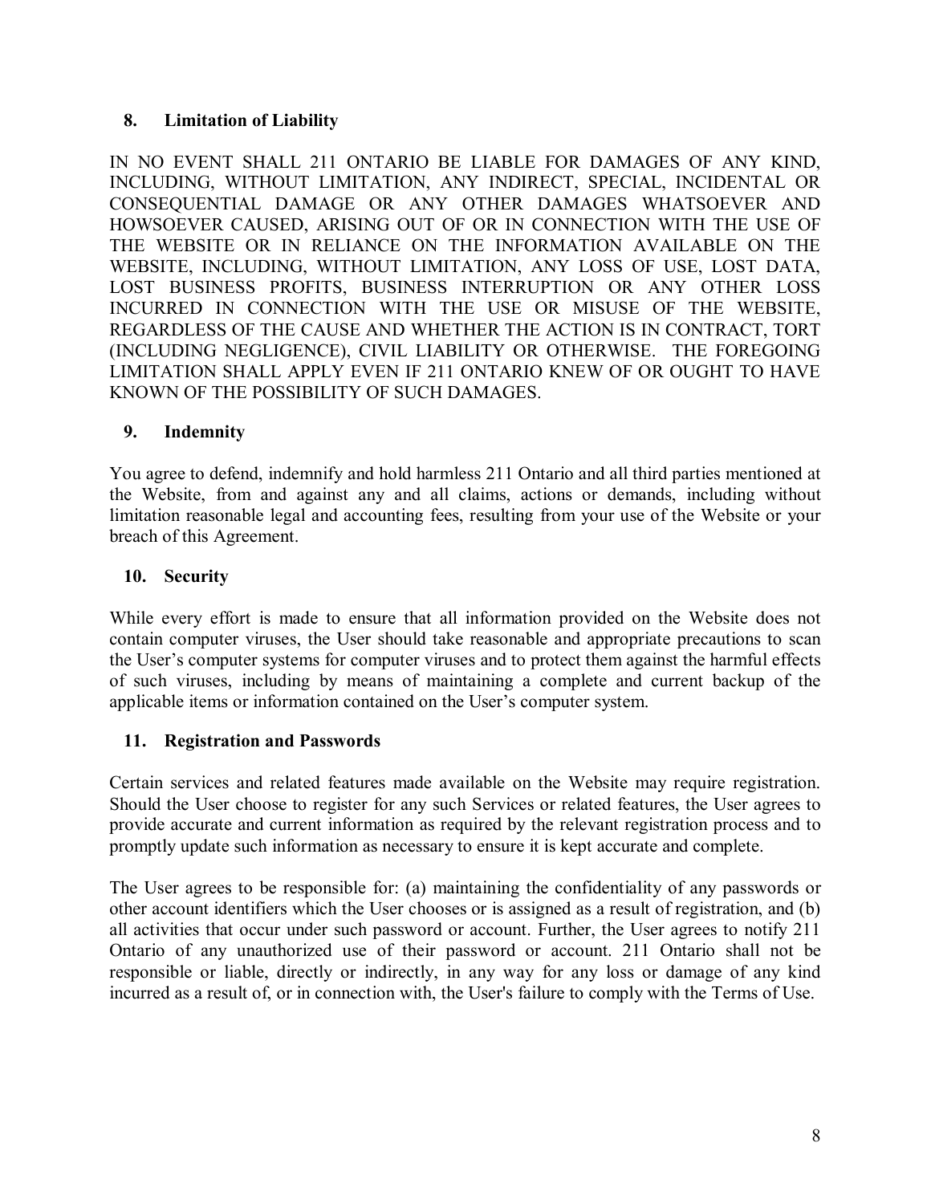## 8. Limitation of Liability

IN NO EVENT SHALL 211 ONTARIO BE LIABLE FOR DAMAGES OF ANY KIND, INCLUDING, WITHOUT LIMITATION, ANY INDIRECT, SPECIAL, INCIDENTAL OR CONSEQUENTIAL DAMAGE OR ANY OTHER DAMAGES WHATSOEVER AND HOWSOEVER CAUSED, ARISING OUT OF OR IN CONNECTION WITH THE USE OF THE WEBSITE OR IN RELIANCE ON THE INFORMATION AVAILABLE ON THE WEBSITE, INCLUDING, WITHOUT LIMITATION, ANY LOSS OF USE, LOST DATA, LOST BUSINESS PROFITS, BUSINESS INTERRUPTION OR ANY OTHER LOSS INCURRED IN CONNECTION WITH THE USE OR MISUSE OF THE WEBSITE, REGARDLESS OF THE CAUSE AND WHETHER THE ACTION IS IN CONTRACT, TORT (INCLUDING NEGLIGENCE), CIVIL LIABILITY OR OTHERWISE. THE FOREGOING LIMITATION SHALL APPLY EVEN IF 211 ONTARIO KNEW OF OR OUGHT TO HAVE KNOWN OF THE POSSIBILITY OF SUCH DAMAGES.

## 9. Indemnity

You agree to defend, indemnify and hold harmless 211 Ontario and all third parties mentioned at the Website, from and against any and all claims, actions or demands, including without limitation reasonable legal and accounting fees, resulting from your use of the Website or your breach of this Agreement.

## 10. Security

While every effort is made to ensure that all information provided on the Website does not contain computer viruses, the User should take reasonable and appropriate precautions to scan the User's computer systems for computer viruses and to protect them against the harmful effects of such viruses, including by means of maintaining a complete and current backup of the applicable items or information contained on the User's computer system.

## 11. Registration and Passwords

Certain services and related features made available on the Website may require registration. Should the User choose to register for any such Services or related features, the User agrees to provide accurate and current information as required by the relevant registration process and to promptly update such information as necessary to ensure it is kept accurate and complete.

The User agrees to be responsible for: (a) maintaining the confidentiality of any passwords or other account identifiers which the User chooses or is assigned as a result of registration, and (b) all activities that occur under such password or account. Further, the User agrees to notify 211 Ontario of any unauthorized use of their password or account. 211 Ontario shall not be responsible or liable, directly or indirectly, in any way for any loss or damage of any kind incurred as a result of, or in connection with, the User's failure to comply with the Terms of Use.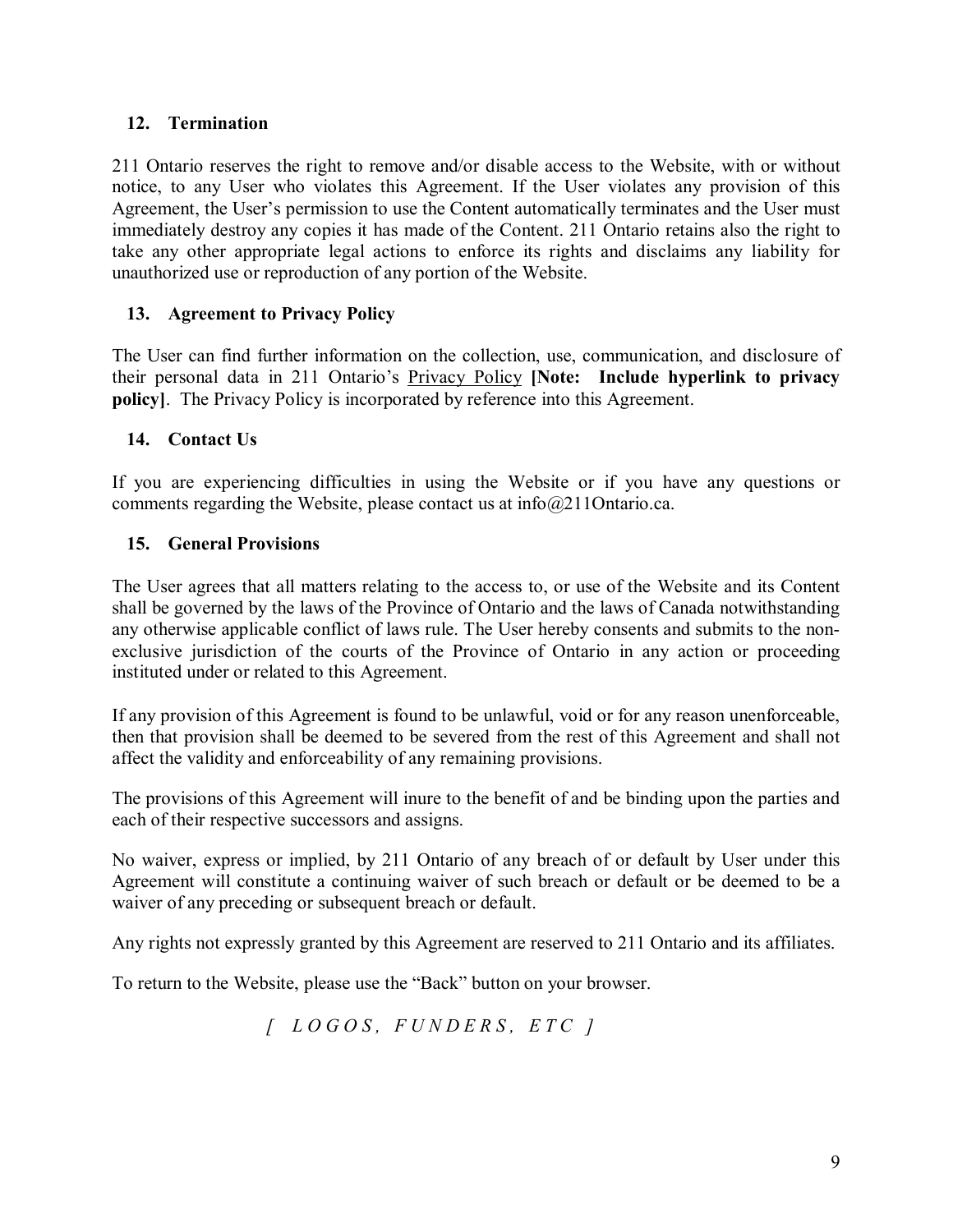## 12. Termination

211 Ontario reserves the right to remove and/or disable access to the Website, with or without notice, to any User who violates this Agreement. If the User violates any provision of this Agreement, the User's permission to use the Content automatically terminates and the User must immediately destroy any copies it has made of the Content. 211 Ontario retains also the right to take any other appropriate legal actions to enforce its rights and disclaims any liability for unauthorized use or reproduction of any portion of the Website.

## 13. Agreement to Privacy Policy

The User can find further information on the collection, use, communication, and disclosure of their personal data in 211 Ontario's Privacy Policy **[Note: Include hyperlink to privacy policy]**. The Privacy Policy is incorporated by reference into this Agreement.

## 14. Contact Us

If you are experiencing difficulties in using the Website or if you have any questions or comments regarding the Website, please contact us at info@211Ontario.ca.

## 15. General Provisions

The User agrees that all matters relating to the access to, or use of the Website and its Content shall be governed by the laws of the Province of Ontario and the laws of Canada notwithstanding any otherwise applicable conflict of laws rule. The User hereby consents and submits to the non-exclusive jurisdiction of the courts of the Province of Ontario in any action or proceeding instituted under or related to this Agreement.

If any provision of this Agreement is found to be unlawful, void or for any reason unenforceable, then that provision shall be deemed to be severed from the rest of this Agreement and shall not affect the validity and enforceability of any remaining provisions.

The provisions of this Agreement will inure to the benefit of and be binding upon the parties and each of their respective successors and assigns.

No waiver, express or implied, by 211 Ontario of any breach of or default by User under this Agreement will constitute a continuing waiver of such breach or default or be deemed to be a waiver of any preceding or subsequent breach or default.

Any rights not expressly granted by this Agreement are reserved to 211 Ontario and its affiliates.

To return to the Website, please use the "Back" button on your browser.

*[ LOGOS, FUNDERS, ETC ]*